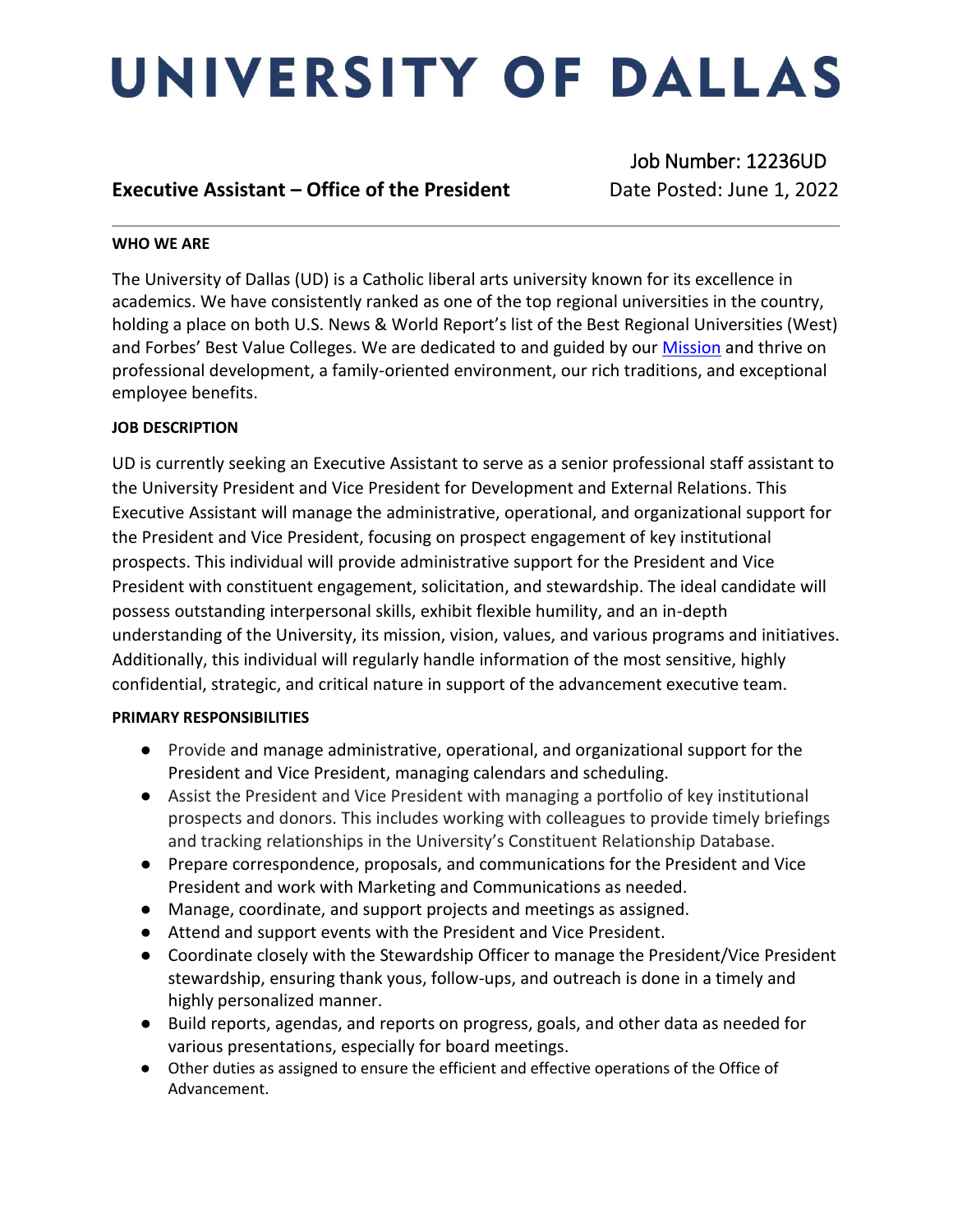# UNIVERSITY OF DALLAS

**Executive Assistant – Office of the President**

Job Number: 12236UD
Date Posted: June 1, 2022

---

**WHO WE ARE**

The University of Dallas (UD) is a Catholic liberal arts university known for its excellence in academics. We have consistently ranked as one of the top regional universities in the country, holding a place on both U.S. News & World Report's list of the Best Regional Universities (West) and Forbes' Best Value Colleges. We are dedicated to and guided by our Mission and thrive on professional development, a family-oriented environment, our rich traditions, and exceptional employee benefits.

**JOB DESCRIPTION**

UD is currently seeking an Executive Assistant to serve as a senior professional staff assistant to the University President and Vice President for Development and External Relations. This Executive Assistant will manage the administrative, operational, and organizational support for the President and Vice President, focusing on prospect engagement of key institutional prospects. This individual will provide administrative support for the President and Vice President with constituent engagement, solicitation, and stewardship. The ideal candidate will possess outstanding interpersonal skills, exhibit flexible humility, and an in-depth understanding of the University, its mission, vision, values, and various programs and initiatives. Additionally, this individual will regularly handle information of the most sensitive, highly confidential, strategic, and critical nature in support of the advancement executive team.

**PRIMARY RESPONSIBILITIES**

- Provide and manage administrative, operational, and organizational support for the President and Vice President, managing calendars and scheduling.
- Assist the President and Vice President with managing a portfolio of key institutional prospects and donors. This includes working with colleagues to provide timely briefings and tracking relationships in the University's Constituent Relationship Database.
- Prepare correspondence, proposals, and communications for the President and Vice President and work with Marketing and Communications as needed.
- Manage, coordinate, and support projects and meetings as assigned.
- Attend and support events with the President and Vice President.
- Coordinate closely with the Stewardship Officer to manage the President/Vice President stewardship, ensuring thank yous, follow-ups, and outreach is done in a timely and highly personalized manner.
- Build reports, agendas, and reports on progress, goals, and other data as needed for various presentations, especially for board meetings.
- Other duties as assigned to ensure the efficient and effective operations of the Office of Advancement.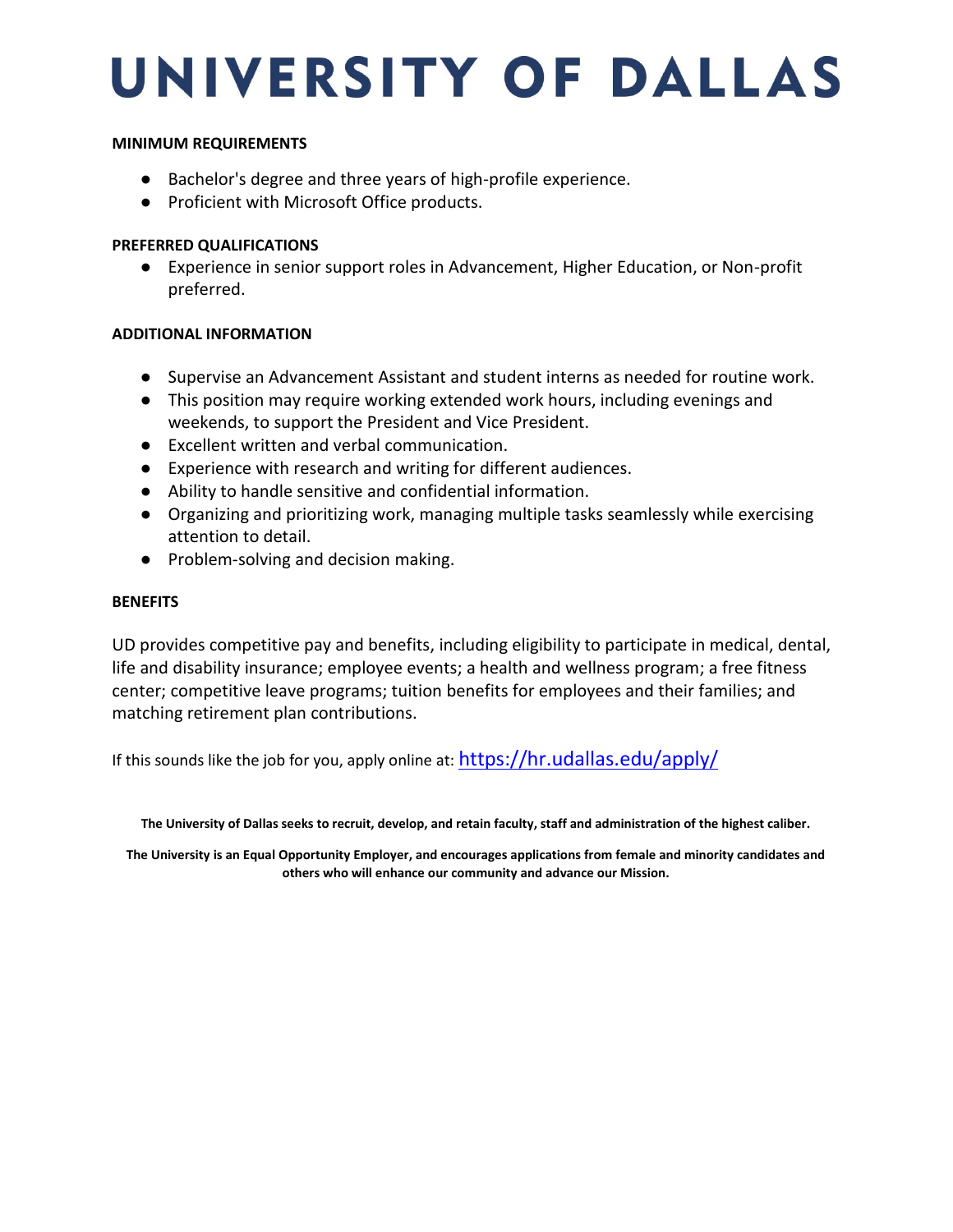# UNIVERSITY OF DALLAS

**MINIMUM REQUIREMENTS**

- Bachelor's degree and three years of high-profile experience.
- Proficient with Microsoft Office products.

**PREFERRED QUALIFICATIONS**

- Experience in senior support roles in Advancement, Higher Education, or Non-profit preferred.

**ADDITIONAL INFORMATION**

- Supervise an Advancement Assistant and student interns as needed for routine work.
- This position may require working extended work hours, including evenings and weekends, to support the President and Vice President.
- Excellent written and verbal communication.
- Experience with research and writing for different audiences.
- Ability to handle sensitive and confidential information.
- Organizing and prioritizing work, managing multiple tasks seamlessly while exercising attention to detail.
- Problem-solving and decision making.

**BENEFITS**

UD provides competitive pay and benefits, including eligibility to participate in medical, dental, life and disability insurance; employee events; a health and wellness program; a free fitness center; competitive leave programs; tuition benefits for employees and their families; and matching retirement plan contributions.

If this sounds like the job for you, apply online at: https://hr.udallas.edu/apply/

**The University of Dallas seeks to recruit, develop, and retain faculty, staff and administration of the highest caliber.**

**The University is an Equal Opportunity Employer, and encourages applications from female and minority candidates and others who will enhance our community and advance our Mission.**